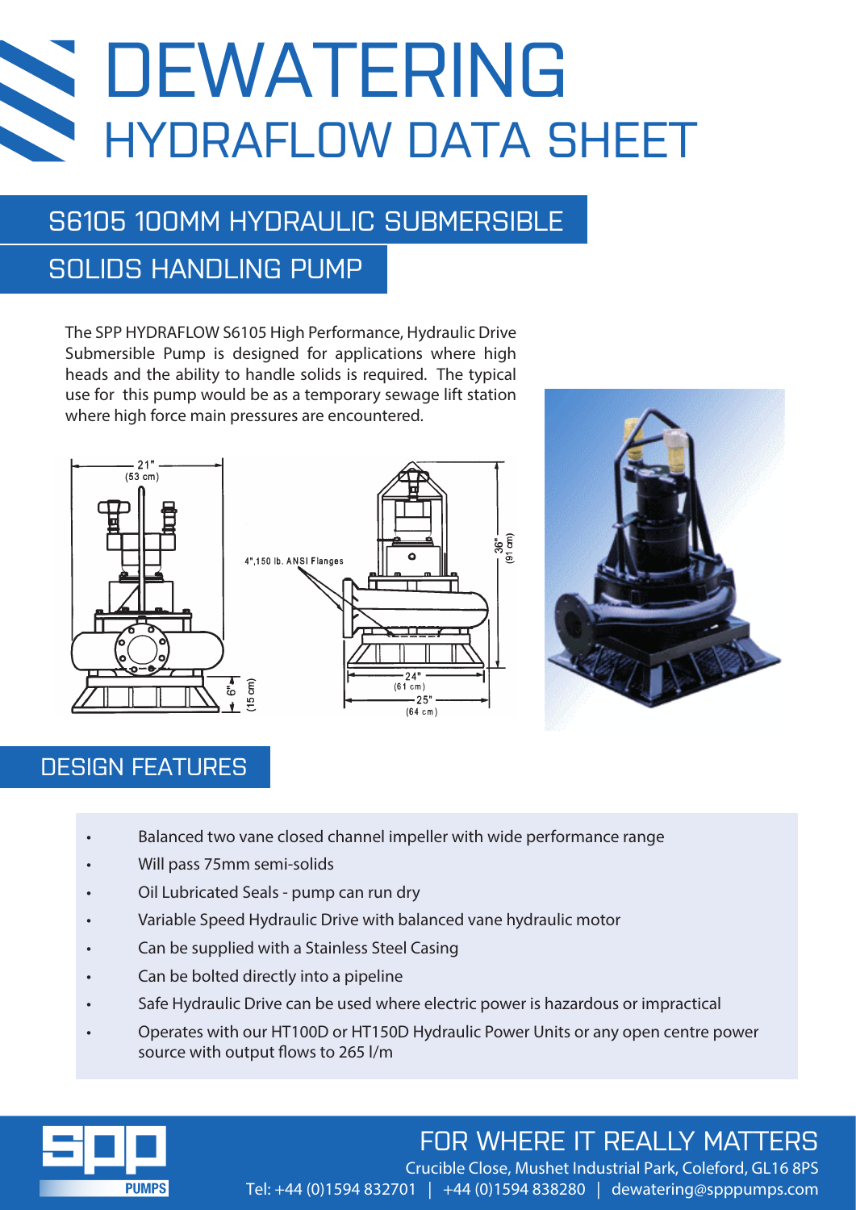# DEWATERING

# HYDRAFLOW DATA SHEET

## S6105 100MM HYDRAULIC SUBMERSIBLE SOLIDS HANDLING PUMP

The SPP HYDRAFLOW S6105 High Performance, Hydraulic Drive Submersible Pump is designed for applications where high heads and the ability to handle solids is required. The typical use for this pump would be as a temporary sewage lift station where high force main pressures are encountered.

21" (53 cm)

4",150 lb. ANSI Flanges

36" (91 cm)

6" (15 cm)

24" (61 cm)

25" (64 cm)

## DESIGN FEATURES

- Balanced two vane closed channel impeller with wide performance range
- Will pass 75mm semi-solids
- Oil Lubricated Seals - pump can run dry
- Variable Speed Hydraulic Drive with balanced vane hydraulic motor
- Can be supplied with a Stainless Steel Casing
- Can be bolted directly into a pipeline
- Safe Hydraulic Drive can be used where electric power is hazardous or impractical
- Operates with our HT100D or HT150D Hydraulic Power Units or any open centre power source with output flows to 265 l/m

SPP PUMPS

FOR WHERE IT REALLY MATTERS

Crucible Close, Mushet Industrial Park, Coleford, GL16 8PS

Tel: +44 (0)1594 832701 | +44 (0)1594 838280 | dewatering@spppumps.com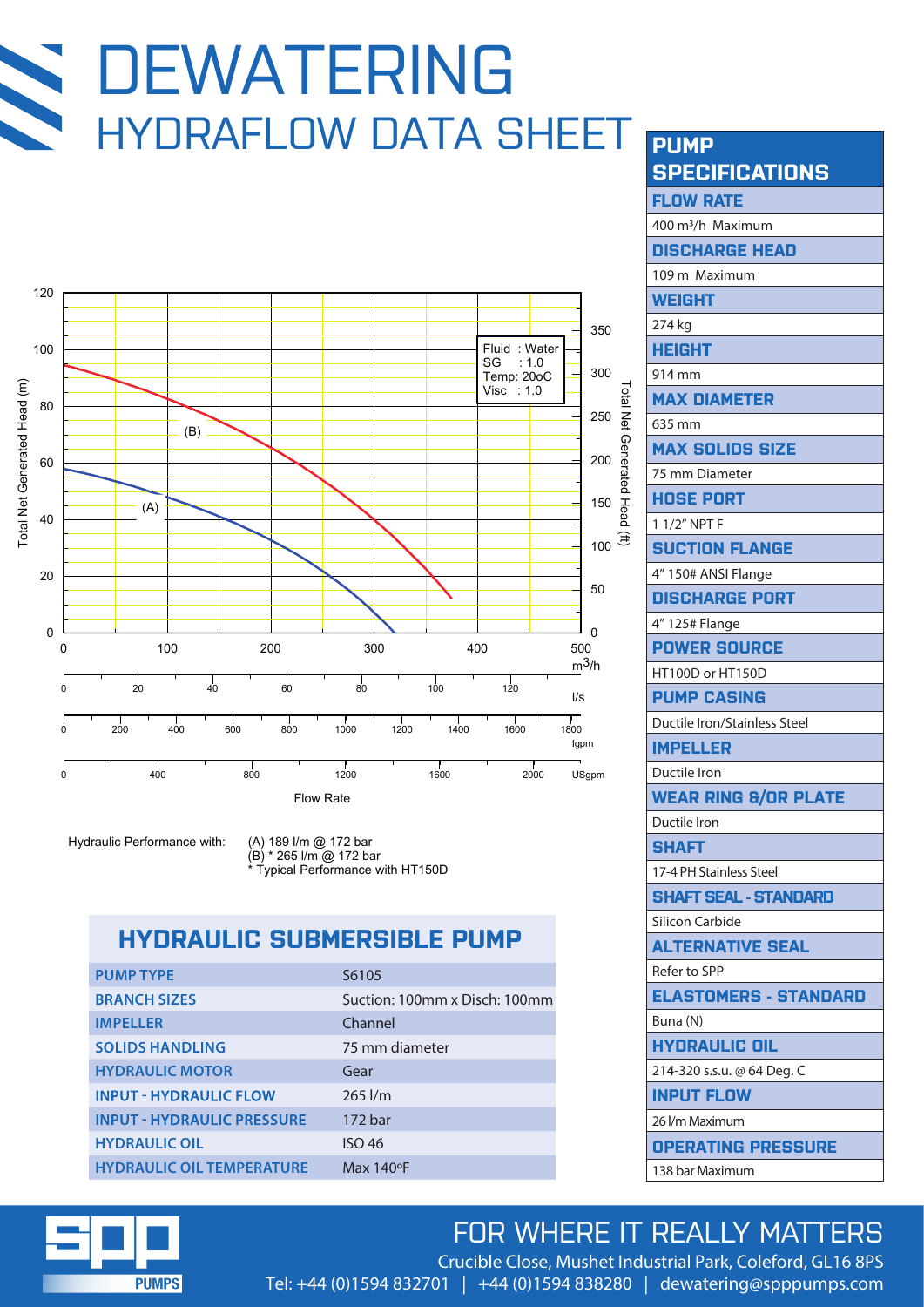# DEWATERING

## HYDRAFLOW DATA SHEET

Total Net Generated Head (m)

120
100
80
60
40
20
0

Total Net Generated Head (ft)

350
300
250
200
150
100
50
0

Fluid : Water
SG : 1.0
Temp: 20oC
Visc : 1.0

(A)
(B)

0 100 200 300 400 500 m3/h

0 20 40 60 80 100 120 l/s

0 200 400 600 800 1000 1200 1400 1600 1800 Igpm

0 400 800 1200 1600 2000 USgpm

Flow Rate

Hydraulic Performance with:
(A) 189 l/m @ 172 bar
(B) * 265 l/m @ 172 bar
* Typical Performance with HT150D

## HYDRAULIC SUBMERSIBLE PUMP

| | |
|---|---|
| PUMP TYPE | S6105 |
| BRANCH SIZES | Suction: 100mm x Disch: 100mm |
| IMPELLER | Channel |
| SOLIDS HANDLING | 75 mm diameter |
| HYDRAULIC MOTOR | Gear |
| INPUT - HYDRAULIC FLOW | 265 l/m |
| INPUT - HYDRAULIC PRESSURE | 172 bar |
| HYDRAULIC OIL | ISO 46 |
| HYDRAULIC OIL TEMPERATURE | Max 140ºF |

## PUMP SPECIFICATIONS

| | |
|---|---|
| FLOW RATE | 400 m³/h Maximum |
| DISCHARGE HEAD | 109 m Maximum |
| WEIGHT | 274 kg |
| HEIGHT | 914 mm |
| MAX DIAMETER | 635 mm |
| MAX SOLIDS SIZE | 75 mm Diameter |
| HOSE PORT | 1 1/2" NPT F |
| SUCTION FLANGE | 4" 150# ANSI Flange |
| DISCHARGE PORT | 4" 125# Flange |
| POWER SOURCE | HT100D or HT150D |
| PUMP CASING | Ductile Iron/Stainless Steel |
| IMPELLER | Ductile Iron |
| WEAR RING &/OR PLATE | Ductile Iron |
| SHAFT | 17-4 PH Stainless Steel |
| SHAFT SEAL - STANDARD | Silicon Carbide |
| ALTERNATIVE SEAL | Refer to SPP |
| ELASTOMERS - STANDARD | Buna (N) |
| HYDRAULIC OIL | 214-320 s.s.u. @ 64 Deg. C |
| INPUT FLOW | 26 l/m Maximum |
| OPERATING PRESSURE | 138 bar Maximum |

SPP PUMPS

FOR WHERE IT REALLY MATTERS

Crucible Close, Mushet Industrial Park, Coleford, GL16 8PS

Tel: +44 (0)1594 832701 | +44 (0)1594 838280 | dewatering@spppumps.com